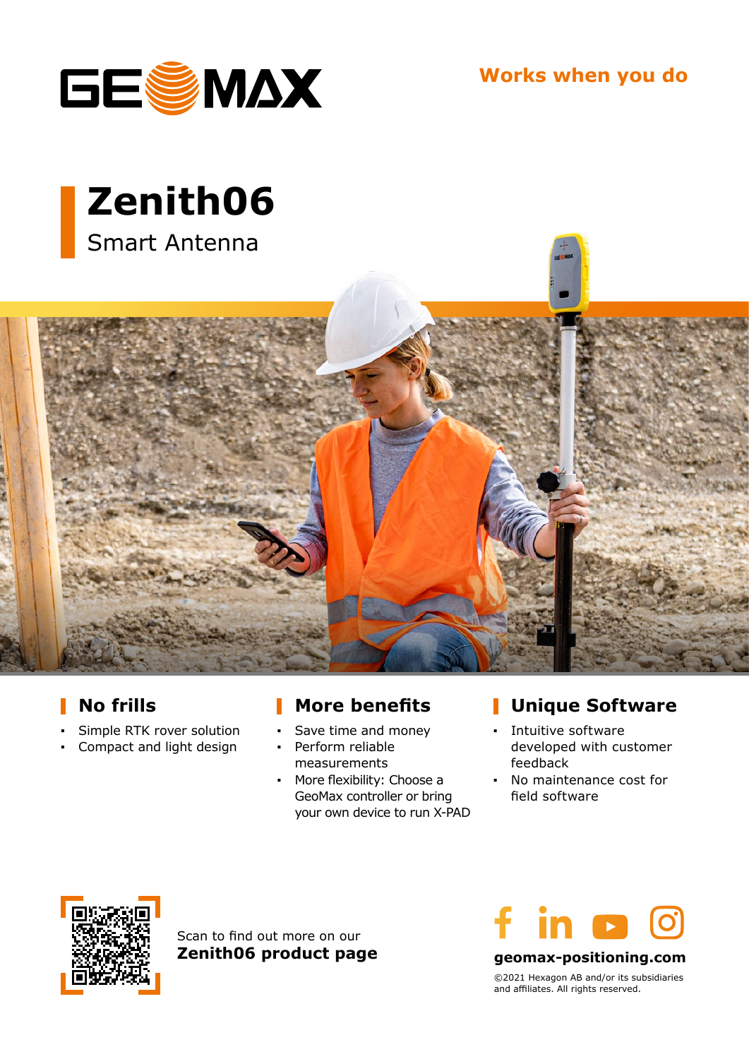Works when you do

# Zenith06

Smart Antenna

## No frills

- Simple RTK rover solution
- Compact and light design

## More benefits

- Save time and money
- Perform reliable measurements
- More flexibility: Choose a GeoMax controller or bring your own device to run X-PAD

## Unique Software

- Intuitive software developed with customer feedback
- No maintenance cost for field software

Scan to find out more on our
**Zenith06 product page**

**geomax-positioning.com**

©2021 Hexagon AB and/or its subsidiaries and affiliates. All rights reserved.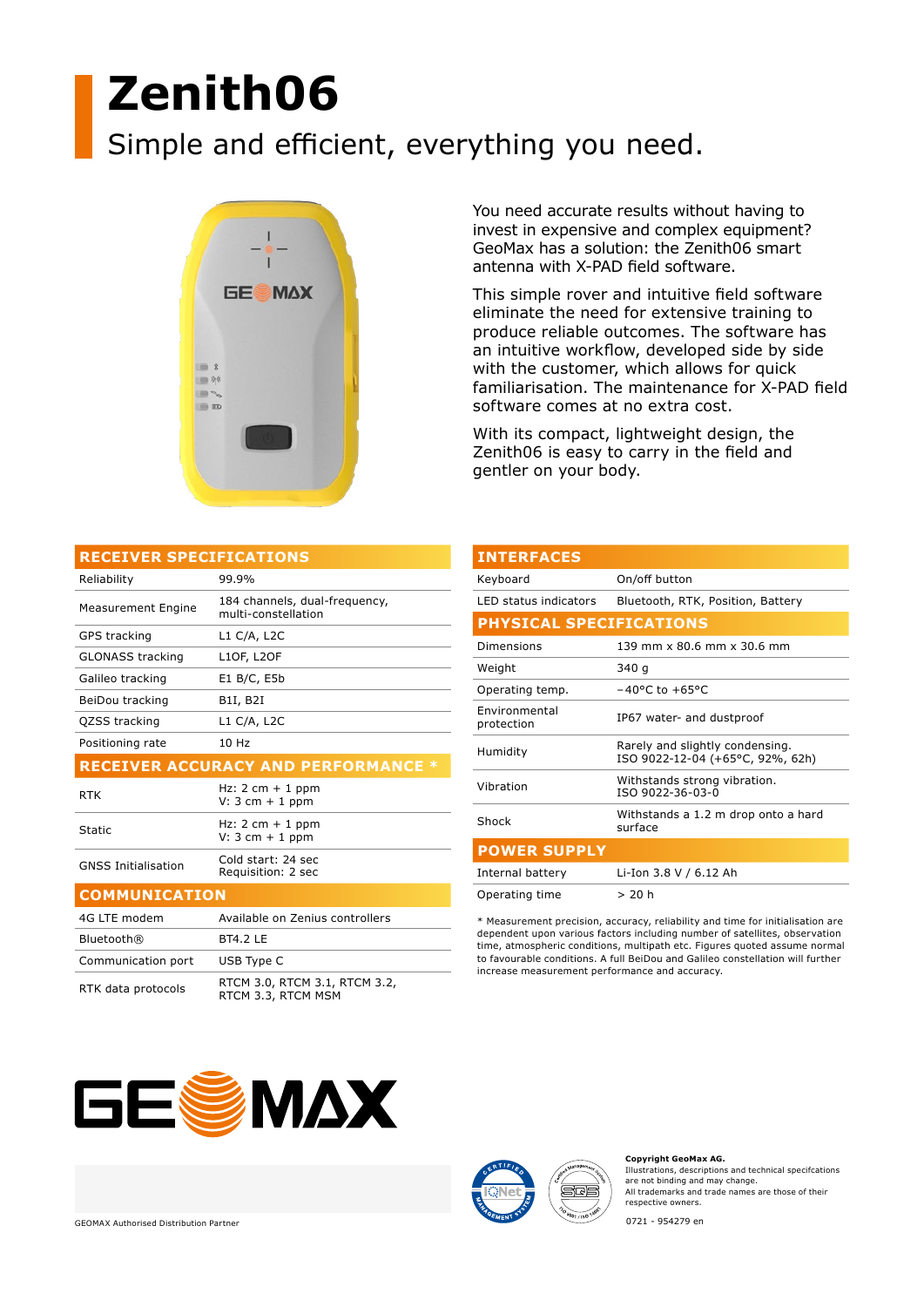# Zenith06

## Simple and efficient, everything you need.

You need accurate results without having to invest in expensive and complex equipment? GeoMax has a solution: the Zenith06 smart antenna with X-PAD field software.

This simple rover and intuitive field software eliminate the need for extensive training to produce reliable outcomes. The software has an intuitive workflow, developed side by side with the customer, which allows for quick familiarisation. The maintenance for X-PAD field software comes at no extra cost.

With its compact, lightweight design, the Zenith06 is easy to carry in the field and gentler on your body.

| RECEIVER SPECIFICATIONS | |
|---|---|
| Reliability | 99.9% |
| Measurement Engine | 184 channels, dual-frequency, multi-constellation |
| GPS tracking | L1 C/A, L2C |
| GLONASS tracking | L1OF, L2OF |
| Galileo tracking | E1 B/C, E5b |
| BeiDou tracking | B1I, B2I |
| QZSS tracking | L1 C/A, L2C |
| Positioning rate | 10 Hz |

| RECEIVER ACCURACY AND PERFORMANCE * | |
|---|---|
| RTK | Hz: 2 cm + 1 ppm<br>V: 3 cm + 1 ppm |
| Static | Hz: 2 cm + 1 ppm<br>V: 3 cm + 1 ppm |
| GNSS Initialisation | Cold start: 24 sec<br>Requisition: 2 sec |

| COMMUNICATION | |
|---|---|
| 4G LTE modem | Available on Zenius controllers |
| Bluetooth® | BT4.2 LE |
| Communication port | USB Type C |
| RTK data protocols | RTCM 3.0, RTCM 3.1, RTCM 3.2, RTCM 3.3, RTCM MSM |

| INTERFACES | |
|---|---|
| Keyboard | On/off button |
| LED status indicators | Bluetooth, RTK, Position, Battery |

| PHYSICAL SPECIFICATIONS | |
|---|---|
| Dimensions | 139 mm x 80.6 mm x 30.6 mm |
| Weight | 340 g |
| Operating temp. | −40°C to +65°C |
| Environmental protection | IP67 water- and dustproof |
| Humidity | Rarely and slightly condensing.<br>ISO 9022-12-04 (+65°C, 92%, 62h) |
| Vibration | Withstands strong vibration.<br>ISO 9022-36-03-0 |
| Shock | Withstands a 1.2 m drop onto a hard surface |

| POWER SUPPLY | |
|---|---|
| Internal battery | Li-Ion 3.8 V / 6.12 Ah |
| Operating time | > 20 h |

* Measurement precision, accuracy, reliability and time for initialisation are dependent upon various factors including number of satellites, observation time, atmospheric conditions, multipath etc. Figures quoted assume normal to favourable conditions. A full BeiDou and Galileo constellation will further increase measurement performance and accuracy.

GEOMAX Authorised Distribution Partner

**Copyright GeoMax AG.**
Illustrations, descriptions and technical specifcations are not binding and may change.
All trademarks and trade names are those of their respective owners.

0721 - 954279 en